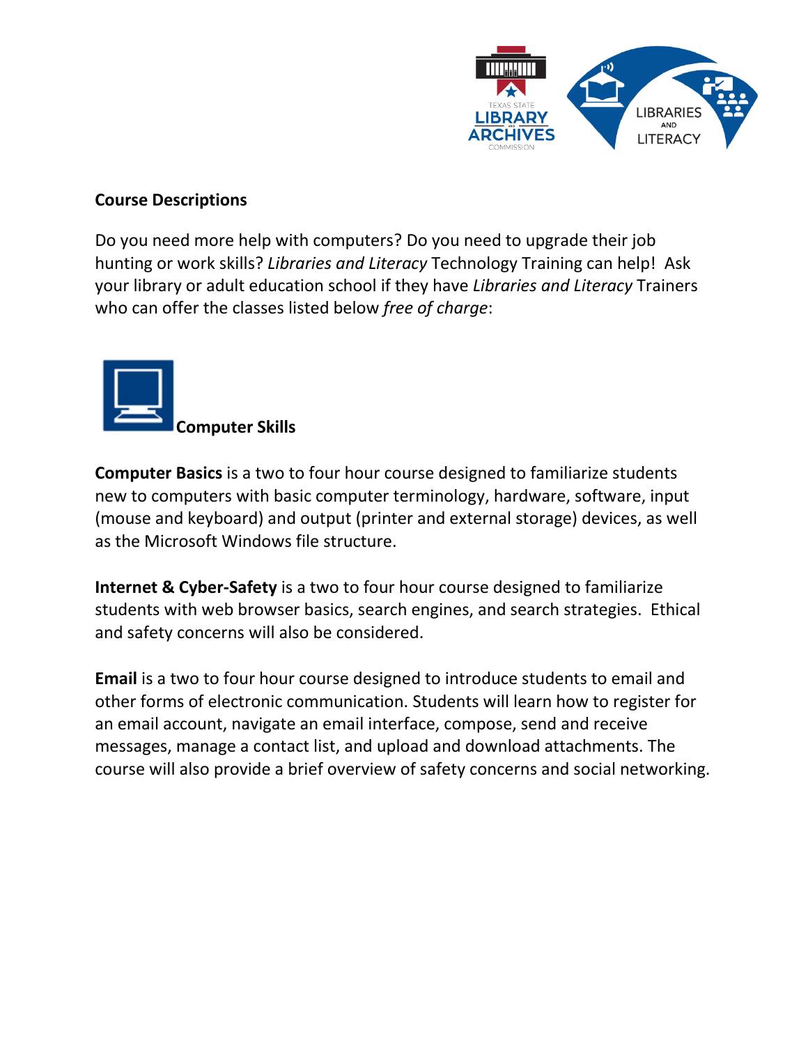## Course Descriptions

Do you need more help with computers? Do you need to upgrade their job hunting or work skills? *Libraries and Literacy* Technology Training can help! Ask your library or adult education school if they have *Libraries and Literacy* Trainers who can offer the classes listed below *free of charge*:

### Computer Skills

**Computer Basics** is a two to four hour course designed to familiarize students new to computers with basic computer terminology, hardware, software, input (mouse and keyboard) and output (printer and external storage) devices, as well as the Microsoft Windows file structure.

**Internet & Cyber-Safety** is a two to four hour course designed to familiarize students with web browser basics, search engines, and search strategies. Ethical and safety concerns will also be considered.

**Email** is a two to four hour course designed to introduce students to email and other forms of electronic communication. Students will learn how to register for an email account, navigate an email interface, compose, send and receive messages, manage a contact list, and upload and download attachments. The course will also provide a brief overview of safety concerns and social networking.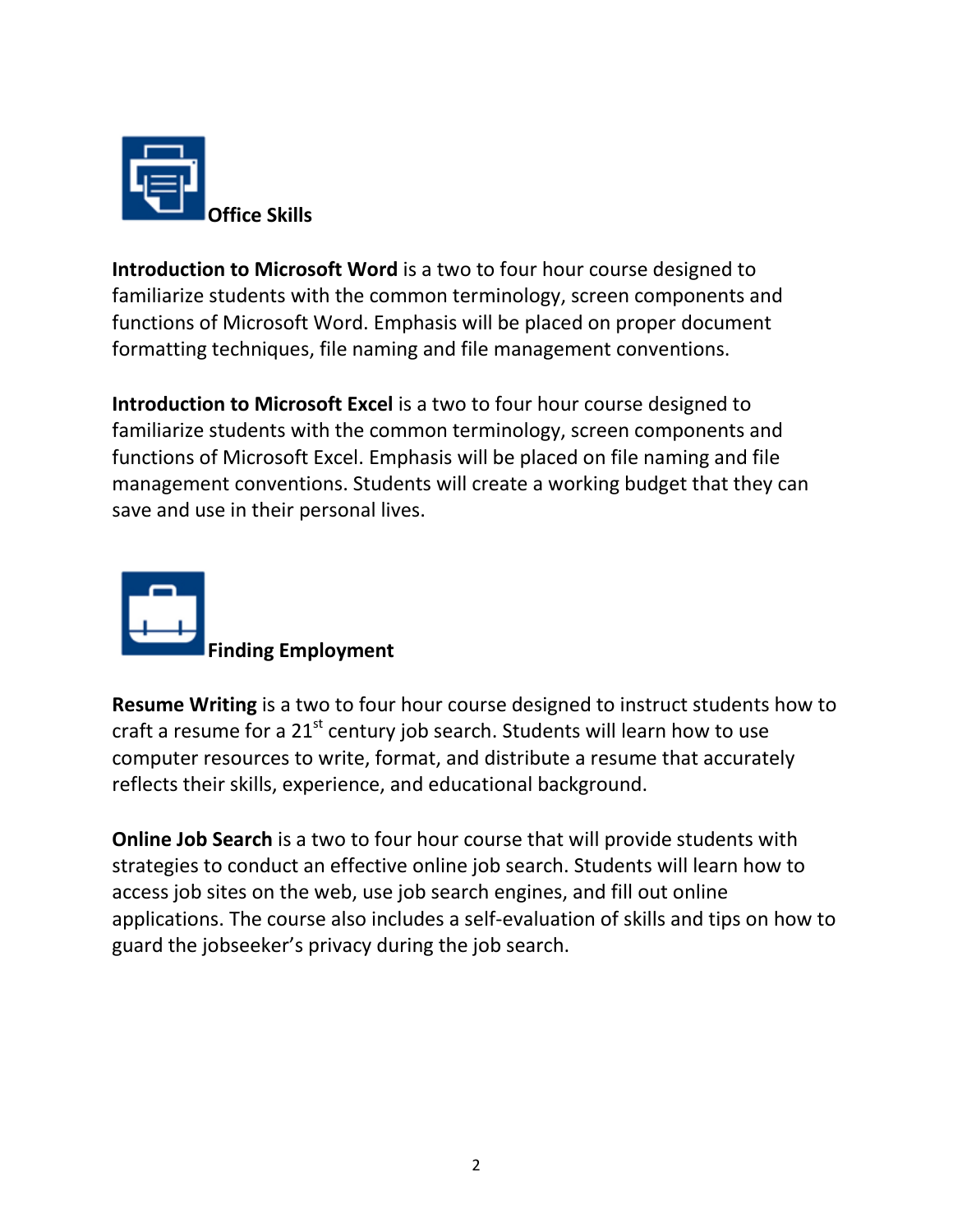## Office Skills

**Introduction to Microsoft Word** is a two to four hour course designed to familiarize students with the common terminology, screen components and functions of Microsoft Word. Emphasis will be placed on proper document formatting techniques, file naming and file management conventions.

**Introduction to Microsoft Excel** is a two to four hour course designed to familiarize students with the common terminology, screen components and functions of Microsoft Excel. Emphasis will be placed on file naming and file management conventions. Students will create a working budget that they can save and use in their personal lives.

## Finding Employment

**Resume Writing** is a two to four hour course designed to instruct students how to craft a resume for a 21st century job search. Students will learn how to use computer resources to write, format, and distribute a resume that accurately reflects their skills, experience, and educational background.

**Online Job Search** is a two to four hour course that will provide students with strategies to conduct an effective online job search. Students will learn how to access job sites on the web, use job search engines, and fill out online applications. The course also includes a self-evaluation of skills and tips on how to guard the jobseeker's privacy during the job search.